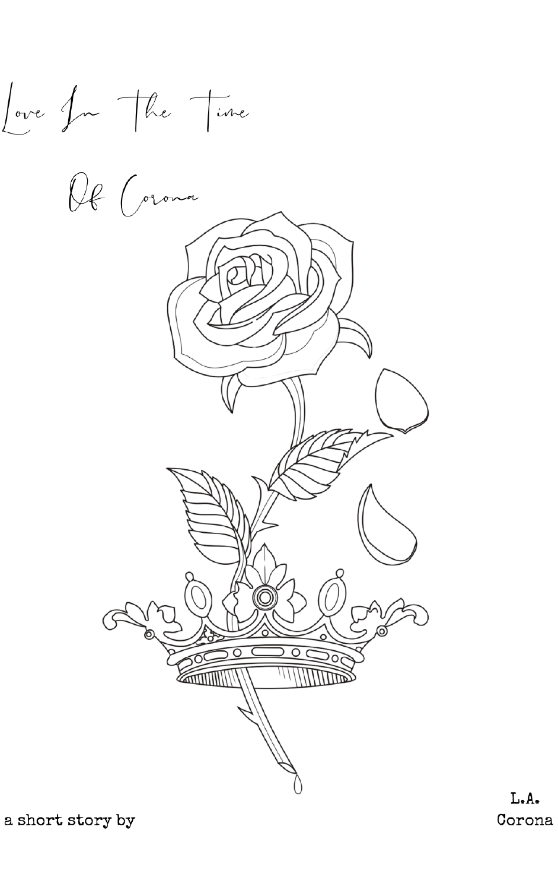# Love In The Time Of Corona

a short story by L.A. Corona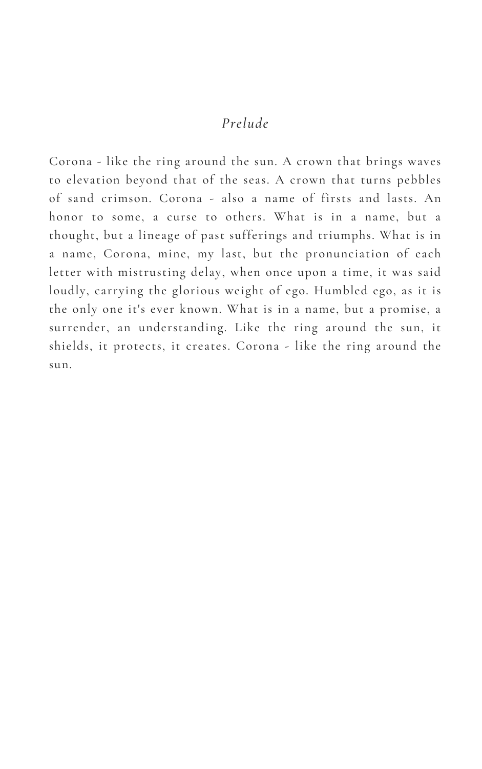## *Prelude*

Corona - like the ring around the sun. A crown that brings waves to elevation beyond that of the seas. A crown that turns pebbles of sand crimson. Corona - also a name of firsts and lasts. An honor to some, a curse to others. What is in a name, but a thought, but a lineage of past sufferings and triumphs. What is in a name, Corona, mine, my last, but the pronunciation of each letter with mistrusting delay, when once upon a time, it was said loudly, carrying the glorious weight of ego. Humbled ego, as it is the only one it's ever known. What is in a name, but a promise, a surrender, an understanding. Like the ring around the sun, it shields, it protects, it creates. Corona - like the ring around the sun.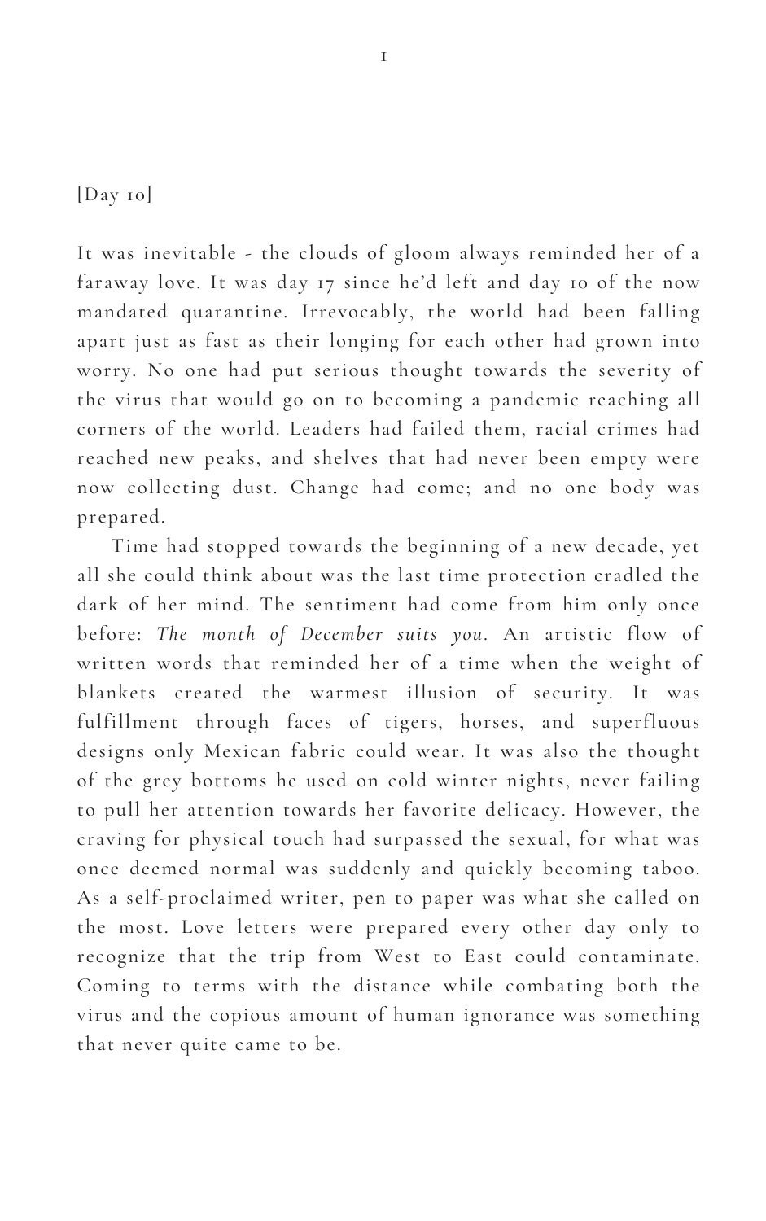[Day 10]

It was inevitable - the clouds of gloom always reminded her of a faraway love. It was day 17 since he'd left and day 10 of the now mandated quarantine. Irrevocably, the world had been falling apart just as fast as their longing for each other had grown into worry. No one had put serious thought towards the severity of the virus that would go on to becoming a pandemic reaching all corners of the world. Leaders had failed them, racial crimes had reached new peaks, and shelves that had never been empty were now collecting dust. Change had come; and no one body was prepared.

Time had stopped towards the beginning of a new decade, yet all she could think about was the last time protection cradled the dark of her mind. The sentiment had come from him only once before: *The month of December suits you.* An artistic flow of written words that reminded her of a time when the weight of blankets created the warmest illusion of security. It was fulfillment through faces of tigers, horses, and superfluous designs only Mexican fabric could wear. It was also the thought of the grey bottoms he used on cold winter nights, never failing to pull her attention towards her favorite delicacy. However, the craving for physical touch had surpassed the sexual, for what was once deemed normal was suddenly and quickly becoming taboo. As a self-proclaimed writer, pen to paper was what she called on the most. Love letters were prepared every other day only to recognize that the trip from West to East could contaminate. Coming to terms with the distance while combating both the virus and the copious amount of human ignorance was something that never quite came to be.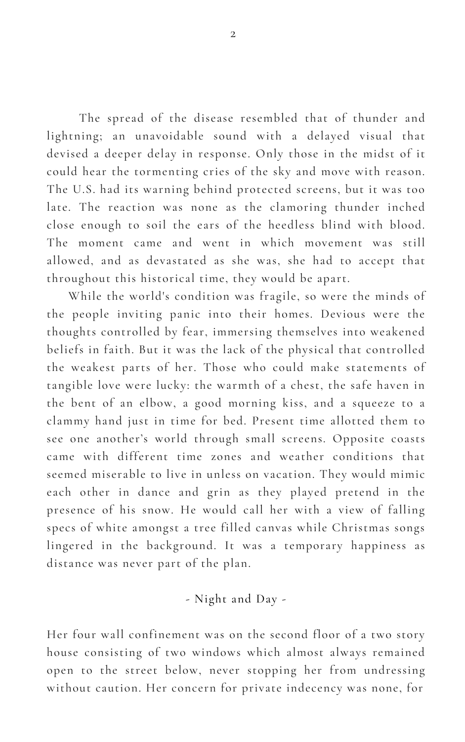The spread of the disease resembled that of thunder and lightning; an unavoidable sound with a delayed visual that devised a deeper delay in response. Only those in the midst of it could hear the tormenting cries of the sky and move with reason. The U.S. had its warning behind protected screens, but it was too late. The reaction was none as the clamoring thunder inched close enough to soil the ears of the heedless blind with blood. The moment came and went in which movement was still allowed, and as devastated as she was, she had to accept that throughout this historical time, they would be apart.

While the world's condition was fragile, so were the minds of the people inviting panic into their homes. Devious were the thoughts controlled by fear, immersing themselves into weakened beliefs in faith. But it was the lack of the physical that controlled the weakest parts of her. Those who could make statements of tangible love were lucky: the warmth of a chest, the safe haven in the bent of an elbow, a good morning kiss, and a squeeze to a clammy hand just in time for bed. Present time allotted them to see one another's world through small screens. Opposite coasts came with different time zones and weather conditions that seemed miserable to live in unless on vacation. They would mimic each other in dance and grin as they played pretend in the presence of his snow. He would call her with a view of falling specs of white amongst a tree filled canvas while Christmas songs lingered in the background. It was a temporary happiness as distance was never part of the plan.

## - Night and Day -

Her four wall confinement was on the second floor of a two story house consisting of two windows which almost always remained open to the street below, never stopping her from undressing without caution. Her concern for private indecency was none, for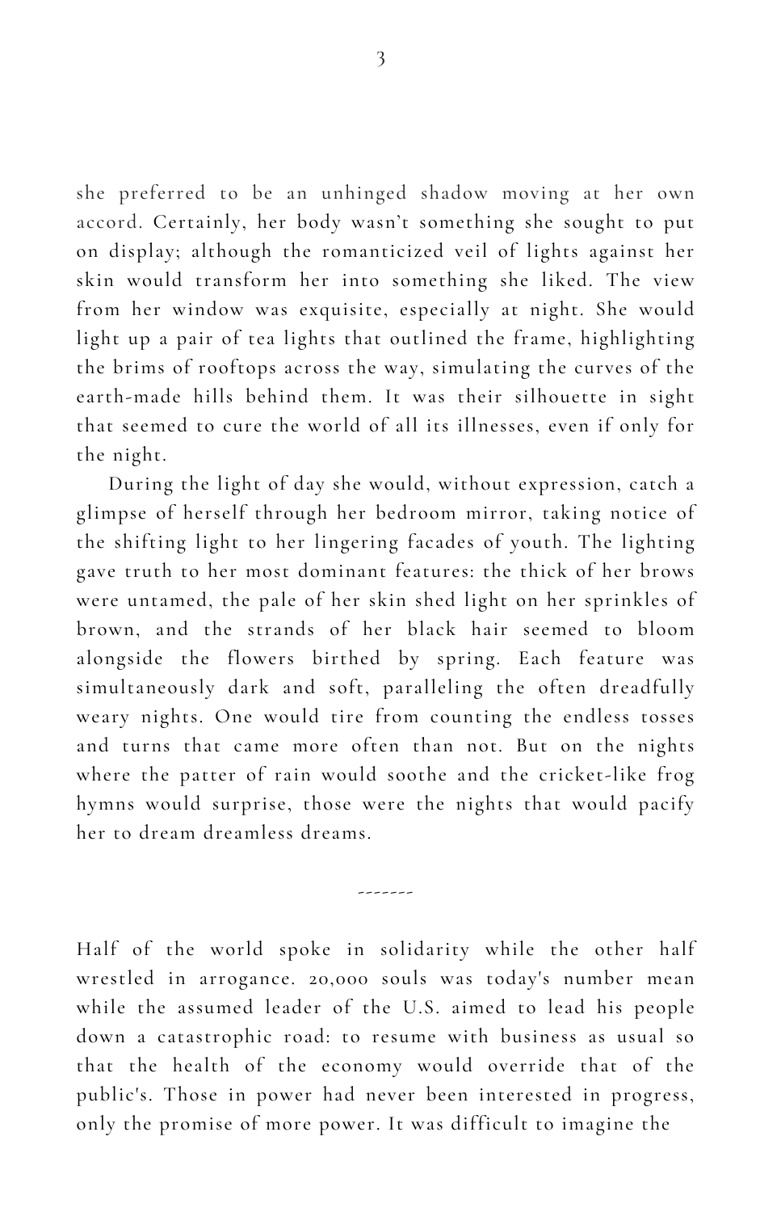she preferred to be an unhinged shadow moving at her own accord. Certainly, her body wasn't something she sought to put on display; although the romanticized veil of lights against her skin would transform her into something she liked. The view from her window was exquisite, especially at night. She would light up a pair of tea lights that outlined the frame, highlighting the brims of rooftops across the way, simulating the curves of the earth-made hills behind them. It was their silhouette in sight that seemed to cure the world of all its illnesses, even if only for the night.

During the light of day she would, without expression, catch a glimpse of herself through her bedroom mirror, taking notice of the shifting light to her lingering facades of youth. The lighting gave truth to her most dominant features: the thick of her brows were untamed, the pale of her skin shed light on her sprinkles of brown, and the strands of her black hair seemed to bloom alongside the flowers birthed by spring. Each feature was simultaneously dark and soft, paralleling the often dreadfully weary nights. One would tire from counting the endless tosses and turns that came more often than not. But on the nights where the patter of rain would soothe and the cricket-like frog hymns would surprise, those were the nights that would pacify her to dream dreamless dreams.

-------

Half of the world spoke in solidarity while the other half wrestled in arrogance. 20,000 souls was today's number mean while the assumed leader of the U.S. aimed to lead his people down a catastrophic road: to resume with business as usual so that the health of the economy would override that of the public's. Those in power had never been interested in progress, only the promise of more power. It was difficult to imagine the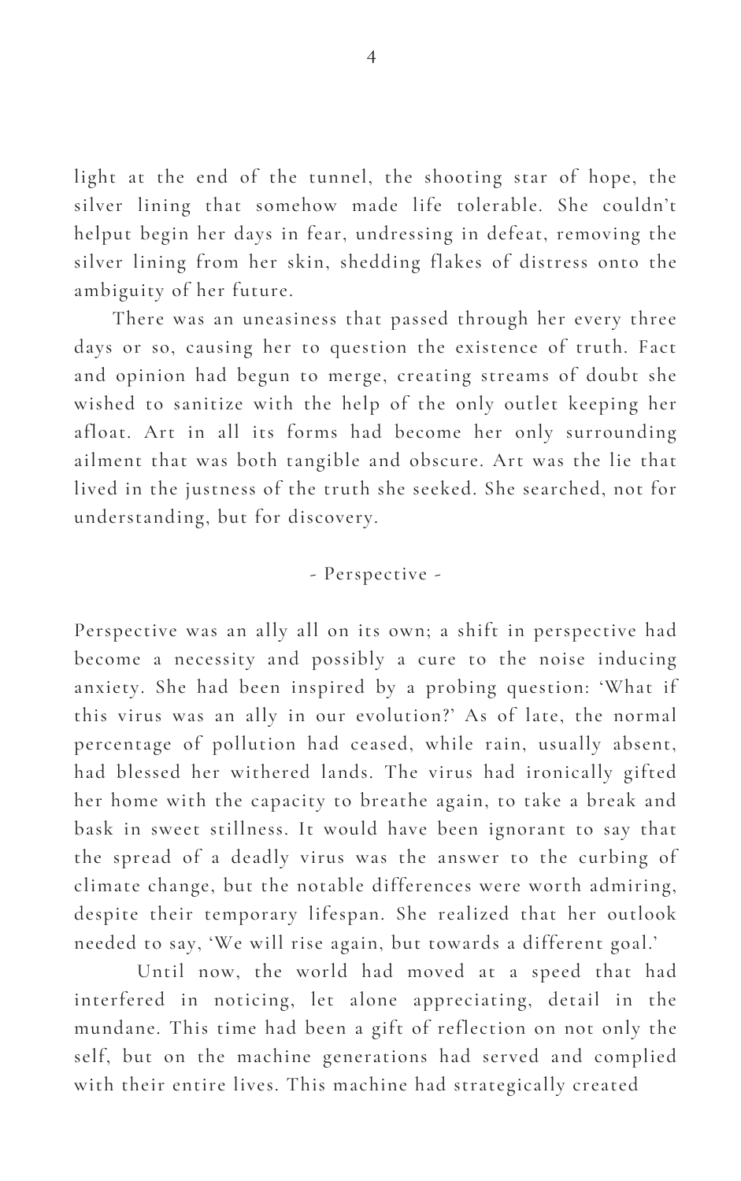light at the end of the tunnel, the shooting star of hope, the silver lining that somehow made life tolerable. She couldn't helput begin her days in fear, undressing in defeat, removing the silver lining from her skin, shedding flakes of distress onto the ambiguity of her future.

There was an uneasiness that passed through her every three days or so, causing her to question the existence of truth. Fact and opinion had begun to merge, creating streams of doubt she wished to sanitize with the help of the only outlet keeping her afloat. Art in all its forms had become her only surrounding ailment that was both tangible and obscure. Art was the lie that lived in the justness of the truth she seeked. She searched, not for understanding, but for discovery.

- Perspective -

Perspective was an ally all on its own; a shift in perspective had become a necessity and possibly a cure to the noise inducing anxiety. She had been inspired by a probing question: 'What if this virus was an ally in our evolution?' As of late, the normal percentage of pollution had ceased, while rain, usually absent, had blessed her withered lands. The virus had ironically gifted her home with the capacity to breathe again, to take a break and bask in sweet stillness. It would have been ignorant to say that the spread of a deadly virus was the answer to the curbing of climate change, but the notable differences were worth admiring, despite their temporary lifespan. She realized that her outlook needed to say, 'We will rise again, but towards a different goal.'

Until now, the world had moved at a speed that had interfered in noticing, let alone appreciating, detail in the mundane. This time had been a gift of reflection on not only the self, but on the machine generations had served and complied with their entire lives. This machine had strategically created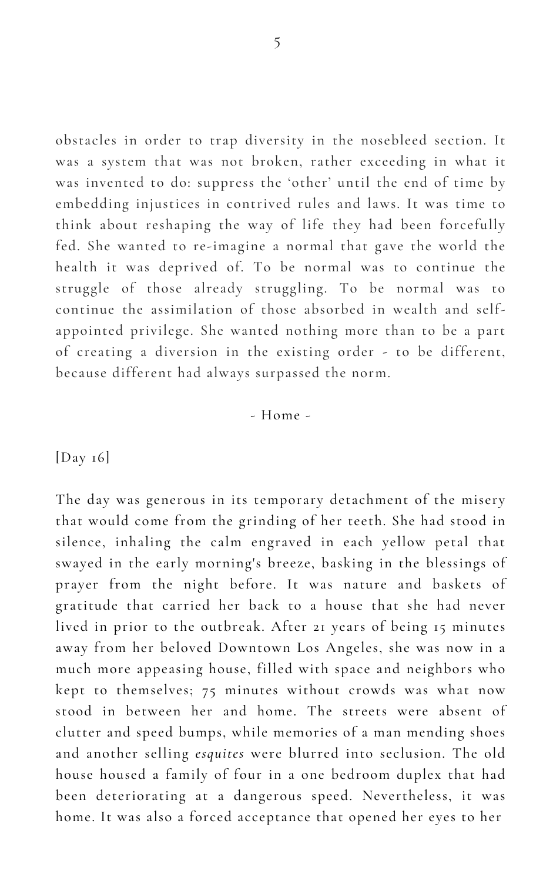obstacles in order to trap diversity in the nosebleed section. It was a system that was not broken, rather exceeding in what it was invented to do: suppress the 'other' until the end of time by embedding injustices in contrived rules and laws. It was time to think about reshaping the way of life they had been forcefully fed. She wanted to re-imagine a normal that gave the world the health it was deprived of. To be normal was to continue the struggle of those already struggling. To be normal was to continue the assimilation of those absorbed in wealth and self-appointed privilege. She wanted nothing more than to be a part of creating a diversion in the existing order - to be different, because different had always surpassed the norm.

## - Home -

[Day 16]

The day was generous in its temporary detachment of the misery that would come from the grinding of her teeth. She had stood in silence, inhaling the calm engraved in each yellow petal that swayed in the early morning's breeze, basking in the blessings of prayer from the night before. It was nature and baskets of gratitude that carried her back to a house that she had never lived in prior to the outbreak. After 21 years of being 15 minutes away from her beloved Downtown Los Angeles, she was now in a much more appeasing house, filled with space and neighbors who kept to themselves; 75 minutes without crowds was what now stood in between her and home. The streets were absent of clutter and speed bumps, while memories of a man mending shoes and another selling *esquites* were blurred into seclusion. The old house housed a family of four in a one bedroom duplex that had been deteriorating at a dangerous speed. Nevertheless, it was home. It was also a forced acceptance that opened her eyes to her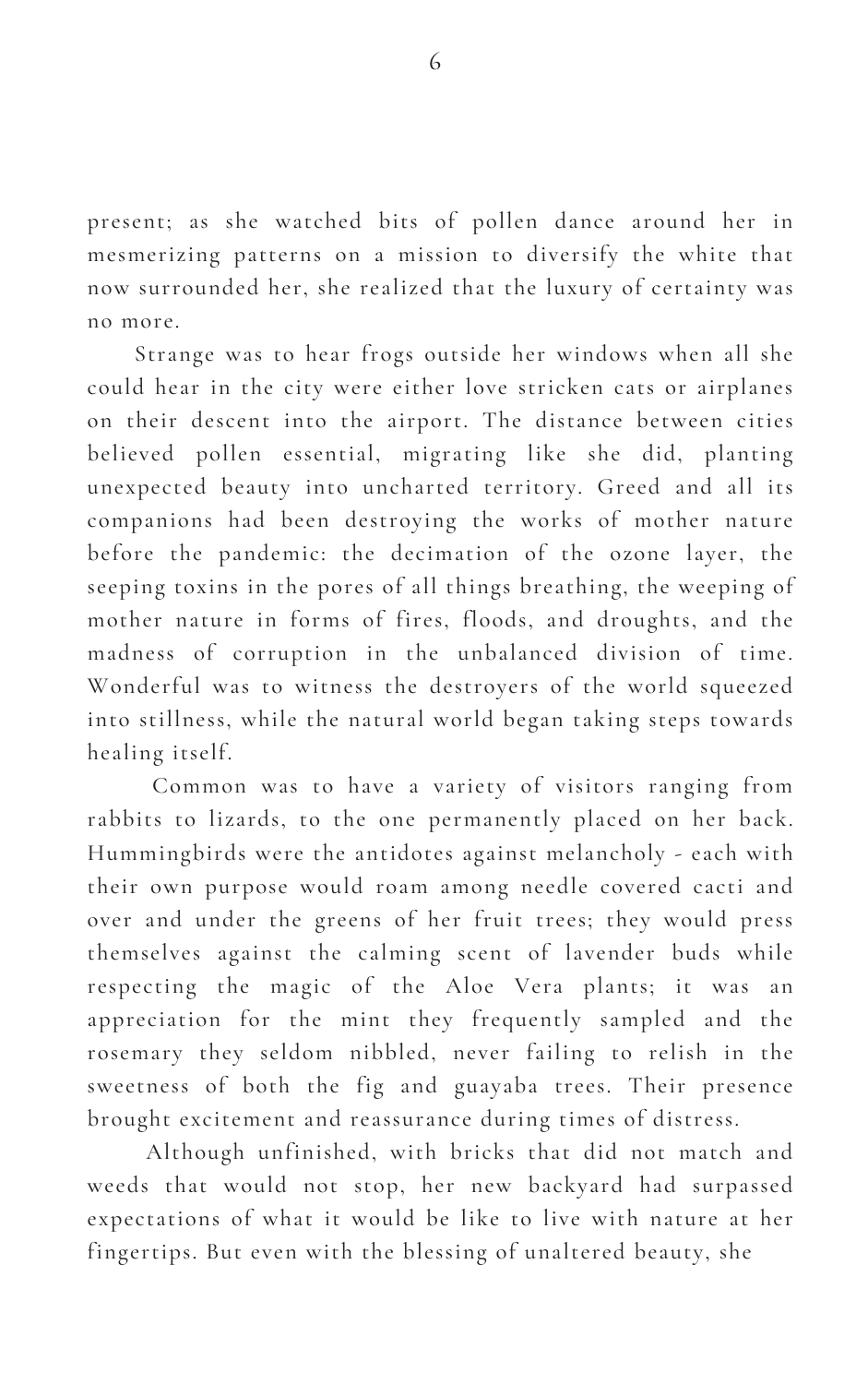present; as she watched bits of pollen dance around her in mesmerizing patterns on a mission to diversify the white that now surrounded her, she realized that the luxury of certainty was no more.

Strange was to hear frogs outside her windows when all she could hear in the city were either love stricken cats or airplanes on their descent into the airport. The distance between cities believed pollen essential, migrating like she did, planting unexpected beauty into uncharted territory. Greed and all its companions had been destroying the works of mother nature before the pandemic: the decimation of the ozone layer, the seeping toxins in the pores of all things breathing, the weeping of mother nature in forms of fires, floods, and droughts, and the madness of corruption in the unbalanced division of time. Wonderful was to witness the destroyers of the world squeezed into stillness, while the natural world began taking steps towards healing itself.

Common was to have a variety of visitors ranging from rabbits to lizards, to the one permanently placed on her back. Hummingbirds were the antidotes against melancholy - each with their own purpose would roam among needle covered cacti and over and under the greens of her fruit trees; they would press themselves against the calming scent of lavender buds while respecting the magic of the Aloe Vera plants; it was an appreciation for the mint they frequently sampled and the rosemary they seldom nibbled, never failing to relish in the sweetness of both the fig and guayaba trees. Their presence brought excitement and reassurance during times of distress.

Although unfinished, with bricks that did not match and weeds that would not stop, her new backyard had surpassed expectations of what it would be like to live with nature at her fingertips. But even with the blessing of unaltered beauty, she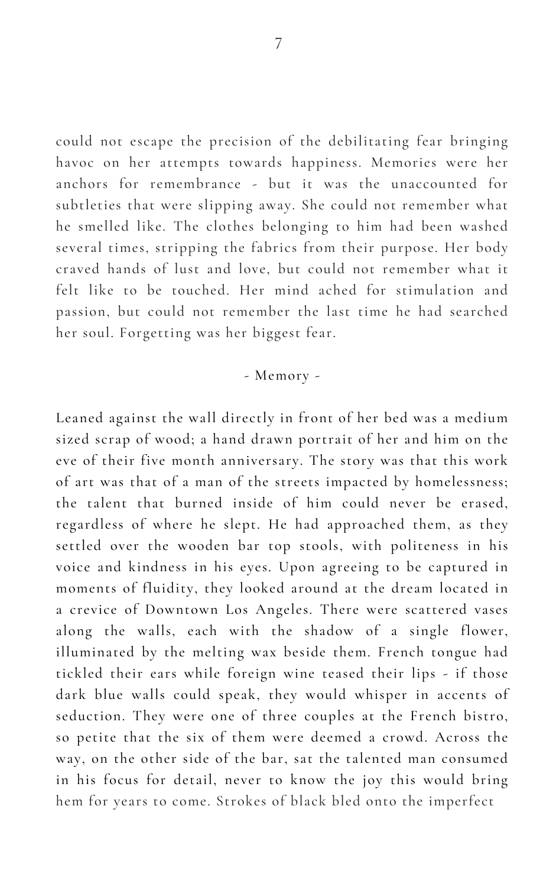could not escape the precision of the debilitating fear bringing havoc on her attempts towards happiness. Memories were her anchors for remembrance - but it was the unaccounted for subtleties that were slipping away. She could not remember what he smelled like. The clothes belonging to him had been washed several times, stripping the fabrics from their purpose. Her body craved hands of lust and love, but could not remember what it felt like to be touched. Her mind ached for stimulation and passion, but could not remember the last time he had searched her soul. Forgetting was her biggest fear.

- Memory -

Leaned against the wall directly in front of her bed was a medium sized scrap of wood; a hand drawn portrait of her and him on the eve of their five month anniversary. The story was that this work of art was that of a man of the streets impacted by homelessness; the talent that burned inside of him could never be erased, regardless of where he slept. He had approached them, as they settled over the wooden bar top stools, with politeness in his voice and kindness in his eyes. Upon agreeing to be captured in moments of fluidity, they looked around at the dream located in a crevice of Downtown Los Angeles. There were scattered vases along the walls, each with the shadow of a single flower, illuminated by the melting wax beside them. French tongue had tickled their ears while foreign wine teased their lips - if those dark blue walls could speak, they would whisper in accents of seduction. They were one of three couples at the French bistro, so petite that the six of them were deemed a crowd. Across the way, on the other side of the bar, sat the talented man consumed in his focus for detail, never to know the joy this would bring hem for years to come. Strokes of black bled onto the imperfect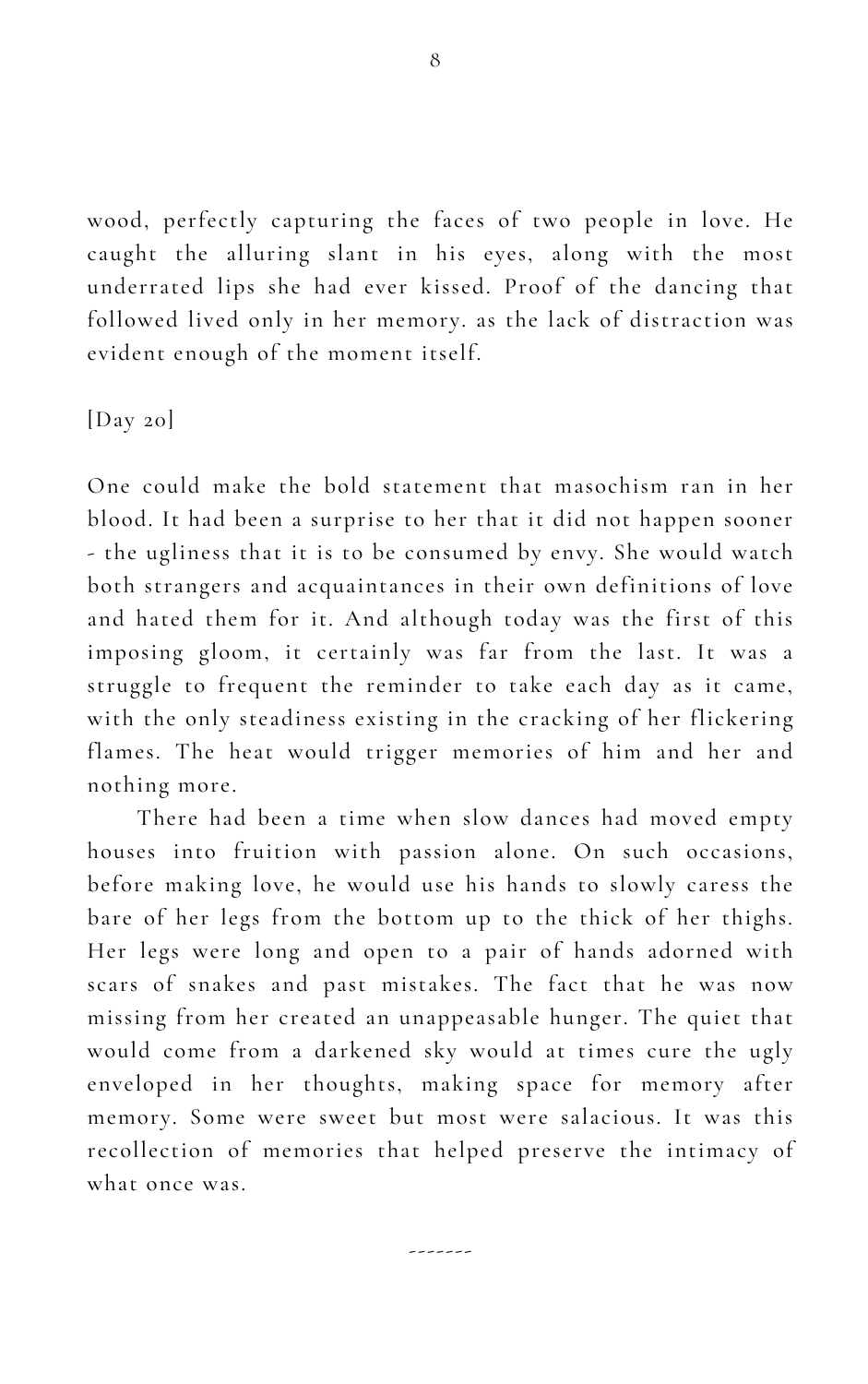wood, perfectly capturing the faces of two people in love. He caught the alluring slant in his eyes, along with the most underrated lips she had ever kissed. Proof of the dancing that followed lived only in her memory. as the lack of distraction was evident enough of the moment itself.

[Day 20]

One could make the bold statement that masochism ran in her blood. It had been a surprise to her that it did not happen sooner - the ugliness that it is to be consumed by envy. She would watch both strangers and acquaintances in their own definitions of love and hated them for it. And although today was the first of this imposing gloom, it certainly was far from the last. It was a struggle to frequent the reminder to take each day as it came, with the only steadiness existing in the cracking of her flickering flames. The heat would trigger memories of him and her and nothing more.

There had been a time when slow dances had moved empty houses into fruition with passion alone. On such occasions, before making love, he would use his hands to slowly caress the bare of her legs from the bottom up to the thick of her thighs. Her legs were long and open to a pair of hands adorned with scars of snakes and past mistakes. The fact that he was now missing from her created an unappeasable hunger. The quiet that would come from a darkened sky would at times cure the ugly enveloped in her thoughts, making space for memory after memory. Some were sweet but most were salacious. It was this recollection of memories that helped preserve the intimacy of what once was.

-------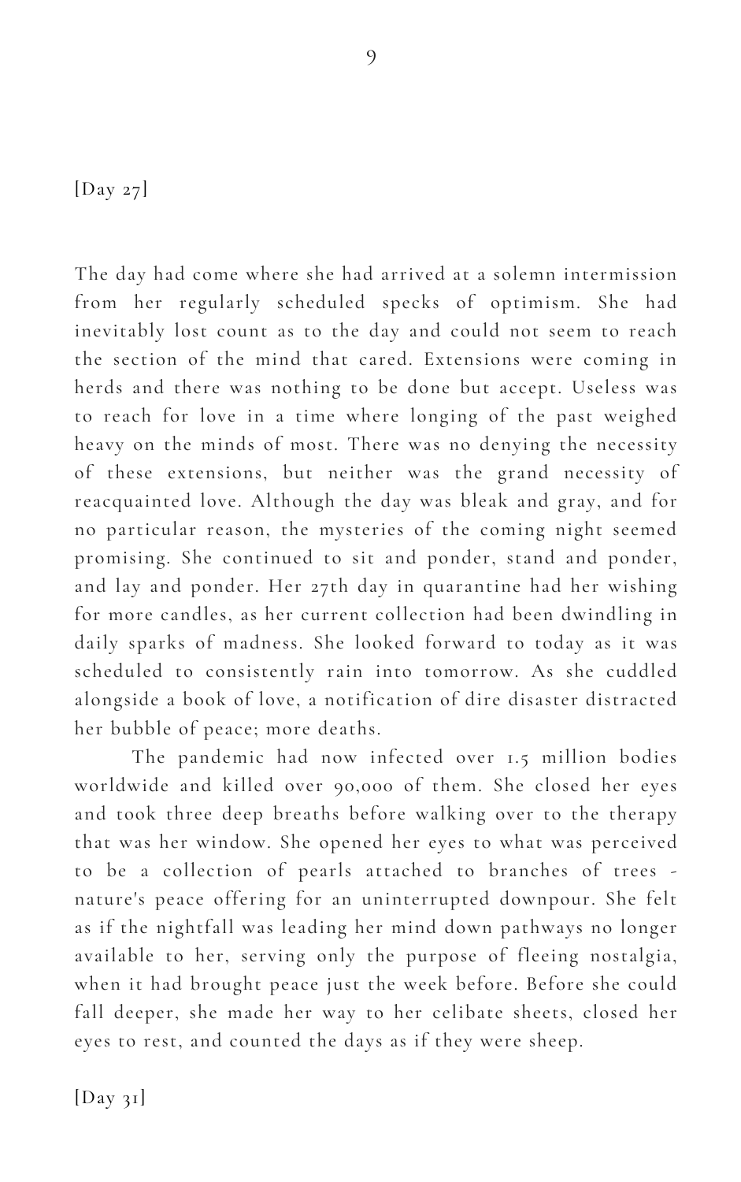[Day 27]

The day had come where she had arrived at a solemn intermission from her regularly scheduled specks of optimism. She had inevitably lost count as to the day and could not seem to reach the section of the mind that cared. Extensions were coming in herds and there was nothing to be done but accept. Useless was to reach for love in a time where longing of the past weighed heavy on the minds of most. There was no denying the necessity of these extensions, but neither was the grand necessity of reacquainted love. Although the day was bleak and gray, and for no particular reason, the mysteries of the coming night seemed promising. She continued to sit and ponder, stand and ponder, and lay and ponder. Her 27th day in quarantine had her wishing for more candles, as her current collection had been dwindling in daily sparks of madness. She looked forward to today as it was scheduled to consistently rain into tomorrow. As she cuddled alongside a book of love, a notification of dire disaster distracted her bubble of peace; more deaths.

The pandemic had now infected over 1.5 million bodies worldwide and killed over 90,000 of them. She closed her eyes and took three deep breaths before walking over to the therapy that was her window. She opened her eyes to what was perceived to be a collection of pearls attached to branches of trees - nature's peace offering for an uninterrupted downpour. She felt as if the nightfall was leading her mind down pathways no longer available to her, serving only the purpose of fleeing nostalgia, when it had brought peace just the week before. Before she could fall deeper, she made her way to her celibate sheets, closed her eyes to rest, and counted the days as if they were sheep.

[Day 31]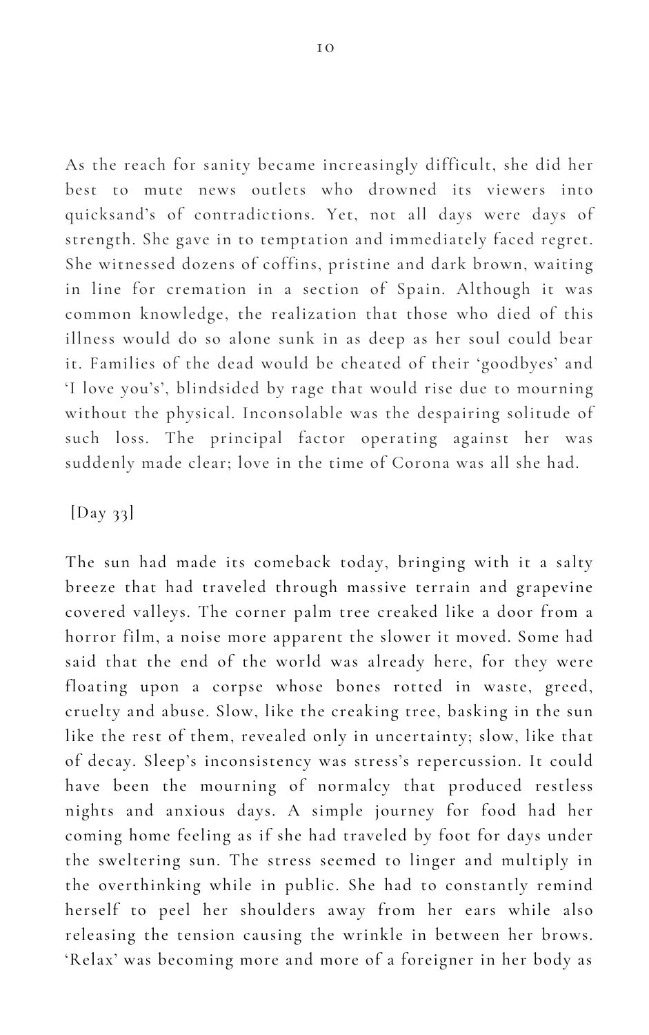As the reach for sanity became increasingly difficult, she did her best to mute news outlets who drowned its viewers into quicksand's of contradictions. Yet, not all days were days of strength. She gave in to temptation and immediately faced regret. She witnessed dozens of coffins, pristine and dark brown, waiting in line for cremation in a section of Spain. Although it was common knowledge, the realization that those who died of this illness would do so alone sunk in as deep as her soul could bear it. Families of the dead would be cheated of their 'goodbyes' and 'I love you's', blindsided by rage that would rise due to mourning without the physical. Inconsolable was the despairing solitude of such loss. The principal factor operating against her was suddenly made clear; love in the time of Corona was all she had.

[Day 33]

The sun had made its comeback today, bringing with it a salty breeze that had traveled through massive terrain and grapevine covered valleys. The corner palm tree creaked like a door from a horror film, a noise more apparent the slower it moved. Some had said that the end of the world was already here, for they were floating upon a corpse whose bones rotted in waste, greed, cruelty and abuse. Slow, like the creaking tree, basking in the sun like the rest of them, revealed only in uncertainty; slow, like that of decay. Sleep's inconsistency was stress's repercussion. It could have been the mourning of normalcy that produced restless nights and anxious days. A simple journey for food had her coming home feeling as if she had traveled by foot for days under the sweltering sun. The stress seemed to linger and multiply in the overthinking while in public. She had to constantly remind herself to peel her shoulders away from her ears while also releasing the tension causing the wrinkle in between her brows. 'Relax' was becoming more and more of a foreigner in her body as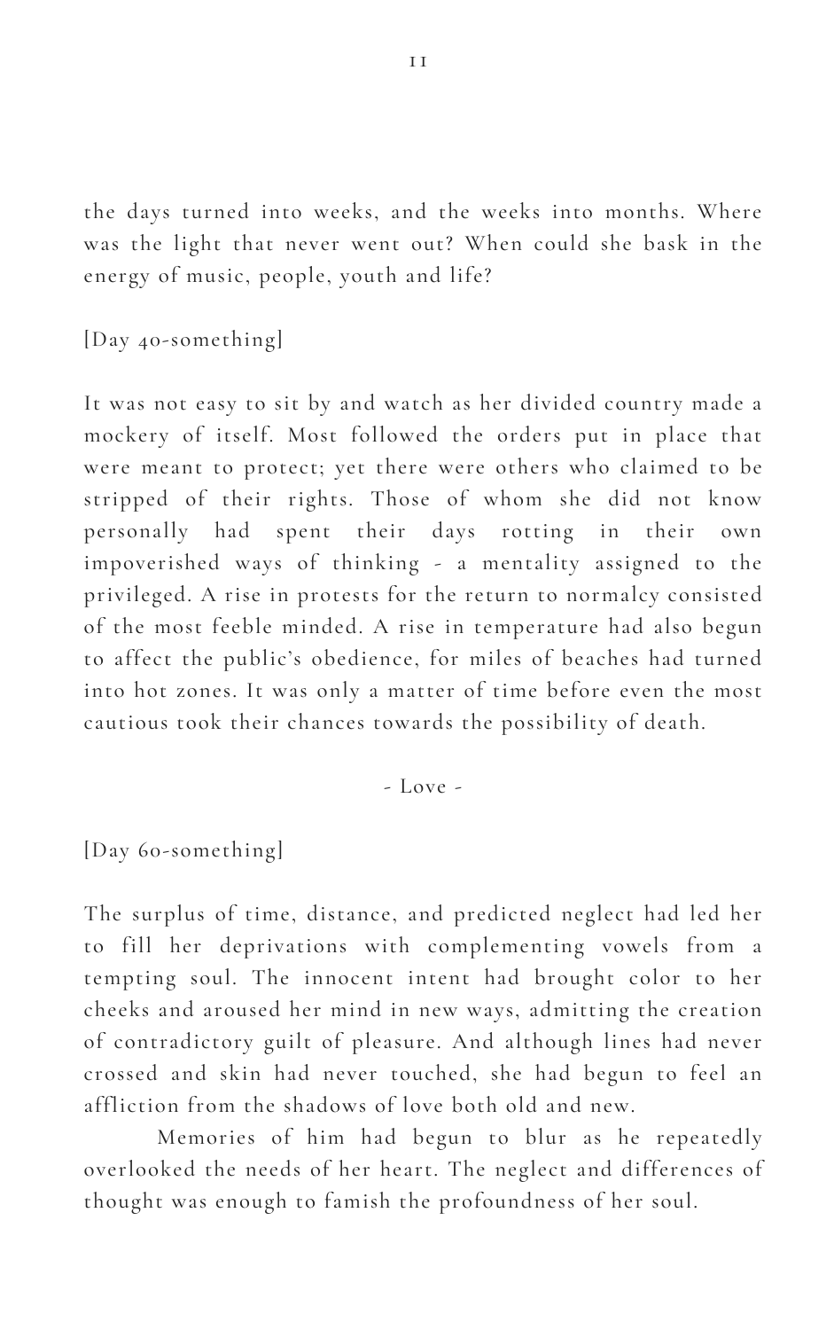the days turned into weeks, and the weeks into months. Where was the light that never went out? When could she bask in the energy of music, people, youth and life?

[Day 40-something]

It was not easy to sit by and watch as her divided country made a mockery of itself. Most followed the orders put in place that were meant to protect; yet there were others who claimed to be stripped of their rights. Those of whom she did not know personally had spent their days rotting in their own impoverished ways of thinking - a mentality assigned to the privileged. A rise in protests for the return to normalcy consisted of the most feeble minded. A rise in temperature had also begun to affect the public's obedience, for miles of beaches had turned into hot zones. It was only a matter of time before even the most cautious took their chances towards the possibility of death.

- Love -

[Day 60-something]

The surplus of time, distance, and predicted neglect had led her to fill her deprivations with complementing vowels from a tempting soul. The innocent intent had brought color to her cheeks and aroused her mind in new ways, admitting the creation of contradictory guilt of pleasure. And although lines had never crossed and skin had never touched, she had begun to feel an affliction from the shadows of love both old and new.

Memories of him had begun to blur as he repeatedly overlooked the needs of her heart. The neglect and differences of thought was enough to famish the profoundness of her soul.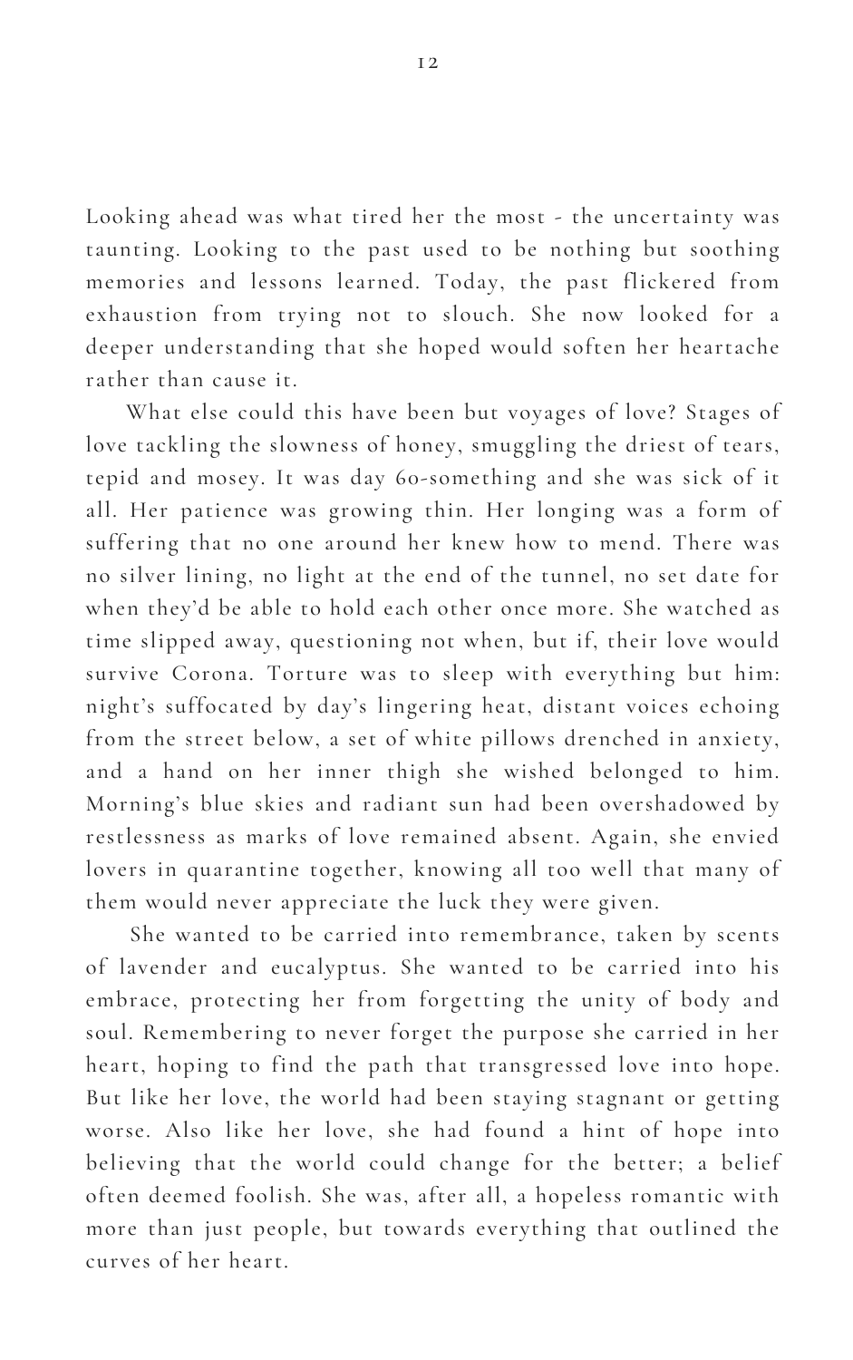Looking ahead was what tired her the most - the uncertainty was taunting. Looking to the past used to be nothing but soothing memories and lessons learned. Today, the past flickered from exhaustion from trying not to slouch. She now looked for a deeper understanding that she hoped would soften her heartache rather than cause it.

What else could this have been but voyages of love? Stages of love tackling the slowness of honey, smuggling the driest of tears, tepid and mosey. It was day 60-something and she was sick of it all. Her patience was growing thin. Her longing was a form of suffering that no one around her knew how to mend. There was no silver lining, no light at the end of the tunnel, no set date for when they'd be able to hold each other once more. She watched as time slipped away, questioning not when, but if, their love would survive Corona. Torture was to sleep with everything but him: night's suffocated by day's lingering heat, distant voices echoing from the street below, a set of white pillows drenched in anxiety, and a hand on her inner thigh she wished belonged to him. Morning's blue skies and radiant sun had been overshadowed by restlessness as marks of love remained absent. Again, she envied lovers in quarantine together, knowing all too well that many of them would never appreciate the luck they were given.

She wanted to be carried into remembrance, taken by scents of lavender and eucalyptus. She wanted to be carried into his embrace, protecting her from forgetting the unity of body and soul. Remembering to never forget the purpose she carried in her heart, hoping to find the path that transgressed love into hope. But like her love, the world had been staying stagnant or getting worse. Also like her love, she had found a hint of hope into believing that the world could change for the better; a belief often deemed foolish. She was, after all, a hopeless romantic with more than just people, but towards everything that outlined the curves of her heart.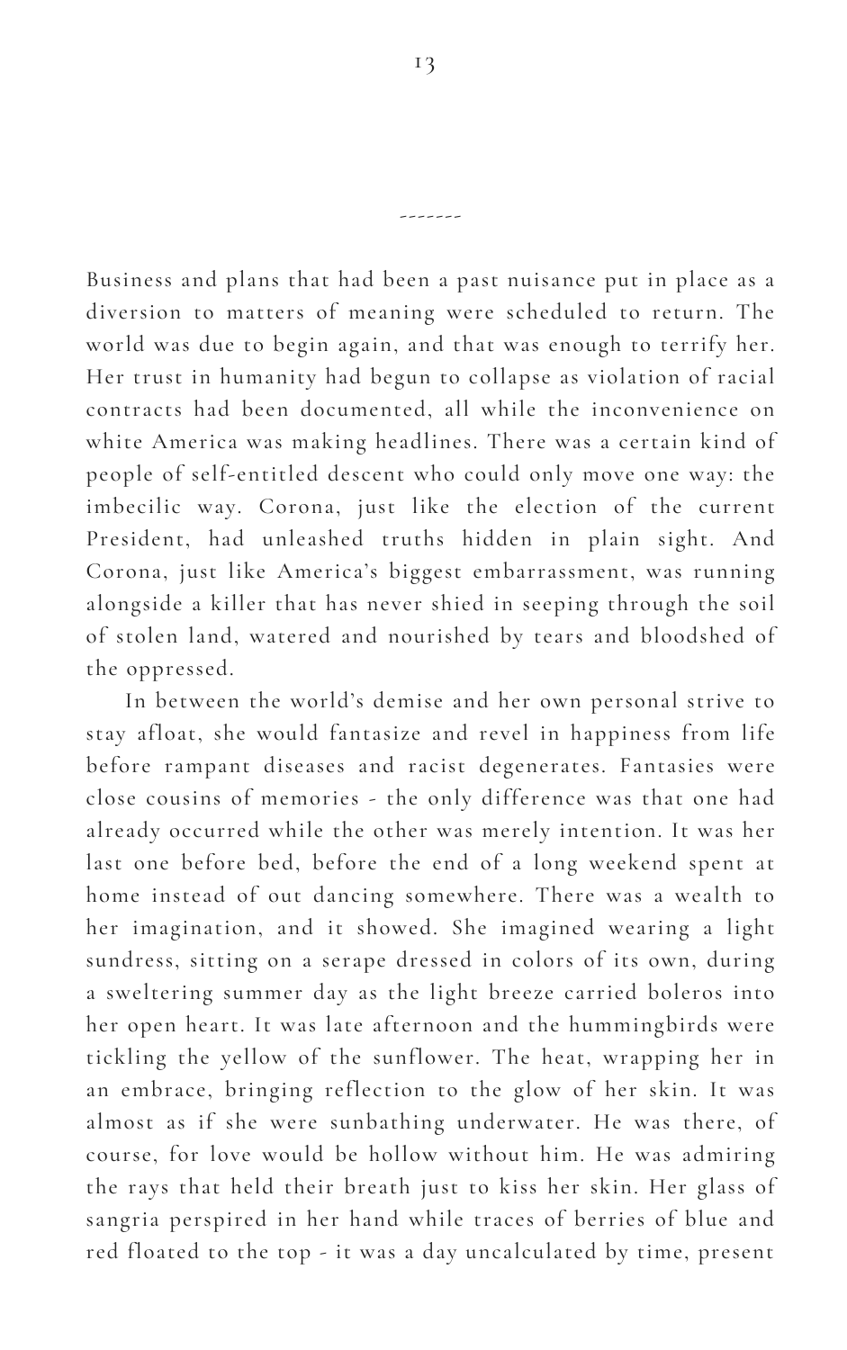-------

Business and plans that had been a past nuisance put in place as a diversion to matters of meaning were scheduled to return. The world was due to begin again, and that was enough to terrify her. Her trust in humanity had begun to collapse as violation of racial contracts had been documented, all while the inconvenience on white America was making headlines. There was a certain kind of people of self-entitled descent who could only move one way: the imbecilic way. Corona, just like the election of the current President, had unleashed truths hidden in plain sight. And Corona, just like America's biggest embarrassment, was running alongside a killer that has never shied in seeping through the soil of stolen land, watered and nourished by tears and bloodshed of the oppressed.

In between the world's demise and her own personal strive to stay afloat, she would fantasize and revel in happiness from life before rampant diseases and racist degenerates. Fantasies were close cousins of memories - the only difference was that one had already occurred while the other was merely intention. It was her last one before bed, before the end of a long weekend spent at home instead of out dancing somewhere. There was a wealth to her imagination, and it showed. She imagined wearing a light sundress, sitting on a serape dressed in colors of its own, during a sweltering summer day as the light breeze carried boleros into her open heart. It was late afternoon and the hummingbirds were tickling the yellow of the sunflower. The heat, wrapping her in an embrace, bringing reflection to the glow of her skin. It was almost as if she were sunbathing underwater. He was there, of course, for love would be hollow without him. He was admiring the rays that held their breath just to kiss her skin. Her glass of sangria perspired in her hand while traces of berries of blue and red floated to the top - it was a day uncalculated by time, present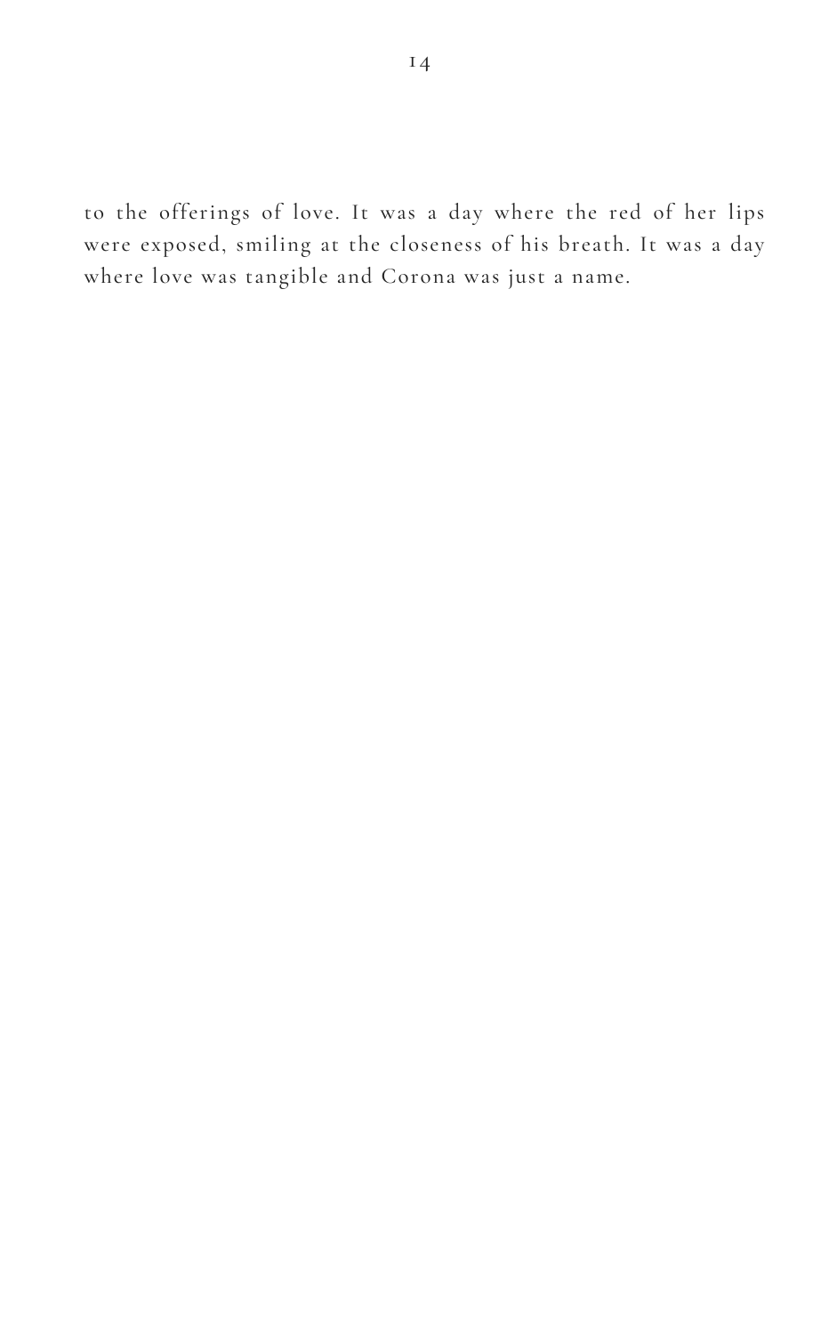to the offerings of love. It was a day where the red of her lips were exposed, smiling at the closeness of his breath. It was a day where love was tangible and Corona was just a name.